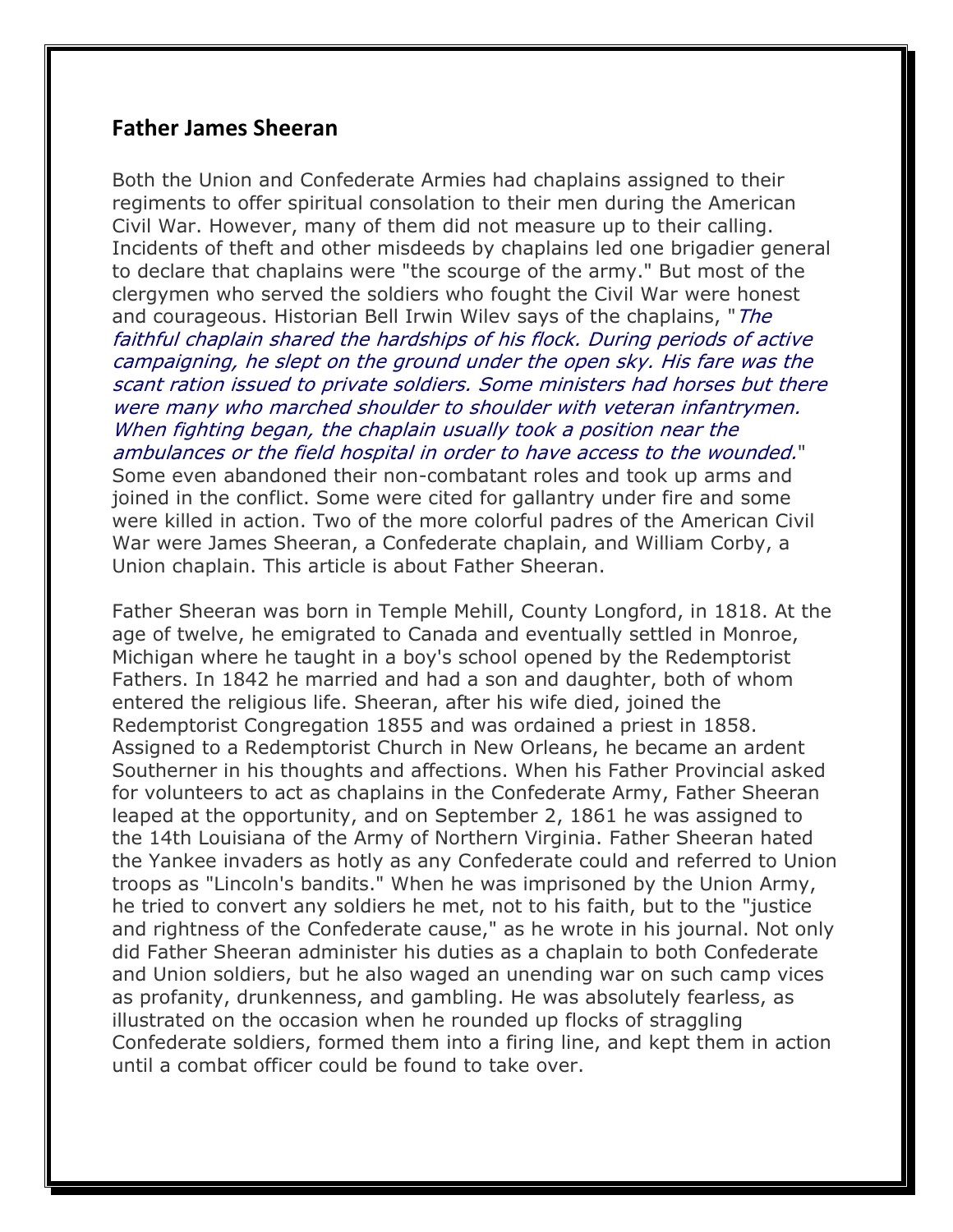## Father James Sheeran

Both the Union and Confederate Armies had chaplains assigned to their regiments to offer spiritual consolation to their men during the American Civil War. However, many of them did not measure up to their calling. Incidents of theft and other misdeeds by chaplains led one brigadier general to declare that chaplains were "the scourge of the army." But most of the clergymen who served the soldiers who fought the Civil War were honest and courageous. Historian Bell Irwin Wilev says of the chaplains, "*The faithful chaplain shared the hardships of his flock. During periods of active campaigning, he slept on the ground under the open sky. His fare was the scant ration issued to private soldiers. Some ministers had horses but there were many who marched shoulder to shoulder with veteran infantrymen. When fighting began, the chaplain usually took a position near the ambulances or the field hospital in order to have access to the wounded.*" Some even abandoned their non-combatant roles and took up arms and joined in the conflict. Some were cited for gallantry under fire and some were killed in action. Two of the more colorful padres of the American Civil War were James Sheeran, a Confederate chaplain, and William Corby, a Union chaplain. This article is about Father Sheeran.

Father Sheeran was born in Temple Mehill, County Longford, in 1818. At the age of twelve, he emigrated to Canada and eventually settled in Monroe, Michigan where he taught in a boy's school opened by the Redemptorist Fathers. In 1842 he married and had a son and daughter, both of whom entered the religious life. Sheeran, after his wife died, joined the Redemptorist Congregation 1855 and was ordained a priest in 1858. Assigned to a Redemptorist Church in New Orleans, he became an ardent Southerner in his thoughts and affections. When his Father Provincial asked for volunteers to act as chaplains in the Confederate Army, Father Sheeran leaped at the opportunity, and on September 2, 1861 he was assigned to the 14th Louisiana of the Army of Northern Virginia. Father Sheeran hated the Yankee invaders as hotly as any Confederate could and referred to Union troops as "Lincoln's bandits." When he was imprisoned by the Union Army, he tried to convert any soldiers he met, not to his faith, but to the "justice and rightness of the Confederate cause," as he wrote in his journal. Not only did Father Sheeran administer his duties as a chaplain to both Confederate and Union soldiers, but he also waged an unending war on such camp vices as profanity, drunkenness, and gambling. He was absolutely fearless, as illustrated on the occasion when he rounded up flocks of straggling Confederate soldiers, formed them into a firing line, and kept them in action until a combat officer could be found to take over.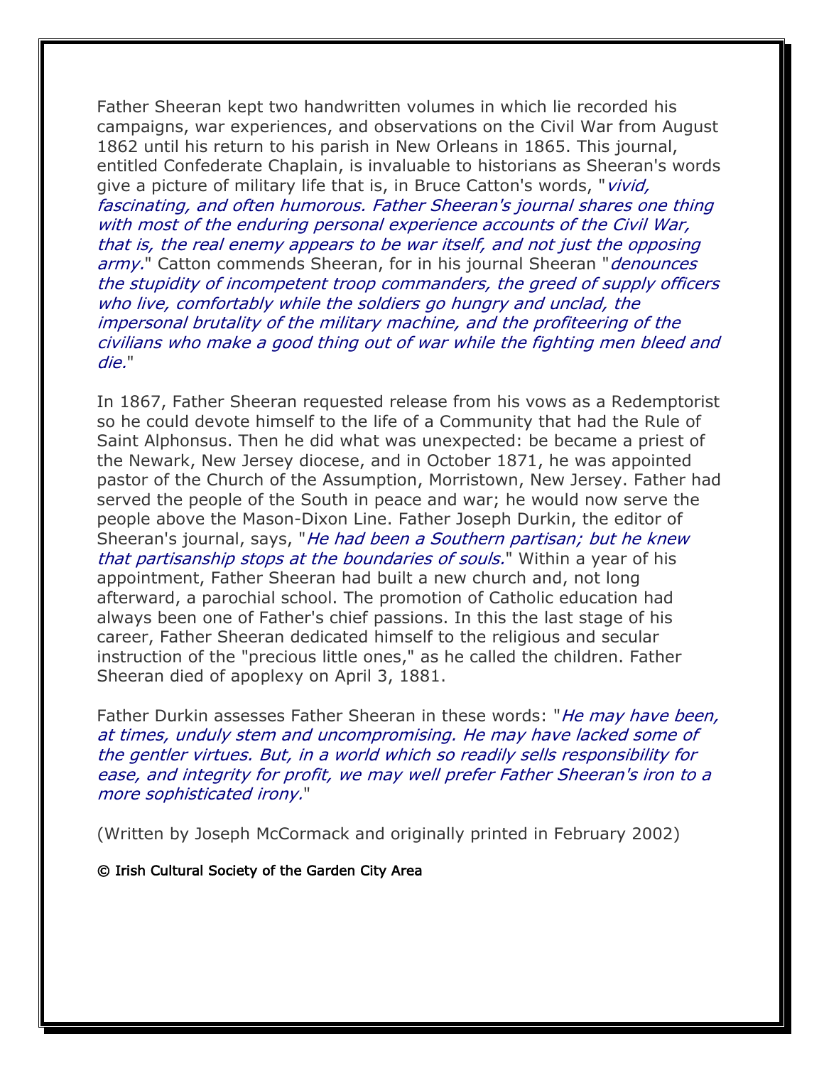Father Sheeran kept two handwritten volumes in which lie recorded his campaigns, war experiences, and observations on the Civil War from August 1862 until his return to his parish in New Orleans in 1865. This journal, entitled Confederate Chaplain, is invaluable to historians as Sheeran's words give a picture of military life that is, in Bruce Catton's words, "*vivid, fascinating, and often humorous. Father Sheeran's journal shares one thing with most of the enduring personal experience accounts of the Civil War, that is, the real enemy appears to be war itself, and not just the opposing army.*" Catton commends Sheeran, for in his journal Sheeran "*denounces the stupidity of incompetent troop commanders, the greed of supply officers who live, comfortably while the soldiers go hungry and unclad, the impersonal brutality of the military machine, and the profiteering of the civilians who make a good thing out of war while the fighting men bleed and die.*"

In 1867, Father Sheeran requested release from his vows as a Redemptorist so he could devote himself to the life of a Community that had the Rule of Saint Alphonsus. Then he did what was unexpected: be became a priest of the Newark, New Jersey diocese, and in October 1871, he was appointed pastor of the Church of the Assumption, Morristown, New Jersey. Father had served the people of the South in peace and war; he would now serve the people above the Mason-Dixon Line. Father Joseph Durkin, the editor of Sheeran's journal, says, "*He had been a Southern partisan; but he knew that partisanship stops at the boundaries of souls.*" Within a year of his appointment, Father Sheeran had built a new church and, not long afterward, a parochial school. The promotion of Catholic education had always been one of Father's chief passions. In this the last stage of his career, Father Sheeran dedicated himself to the religious and secular instruction of the "precious little ones," as he called the children. Father Sheeran died of apoplexy on April 3, 1881.

Father Durkin assesses Father Sheeran in these words: "*He may have been, at times, unduly stem and uncompromising. He may have lacked some of the gentler virtues. But, in a world which so readily sells responsibility for ease, and integrity for profit, we may well prefer Father Sheeran's iron to a more sophisticated irony.*"

(Written by Joseph McCormack and originally printed in February 2002)

© Irish Cultural Society of the Garden City Area